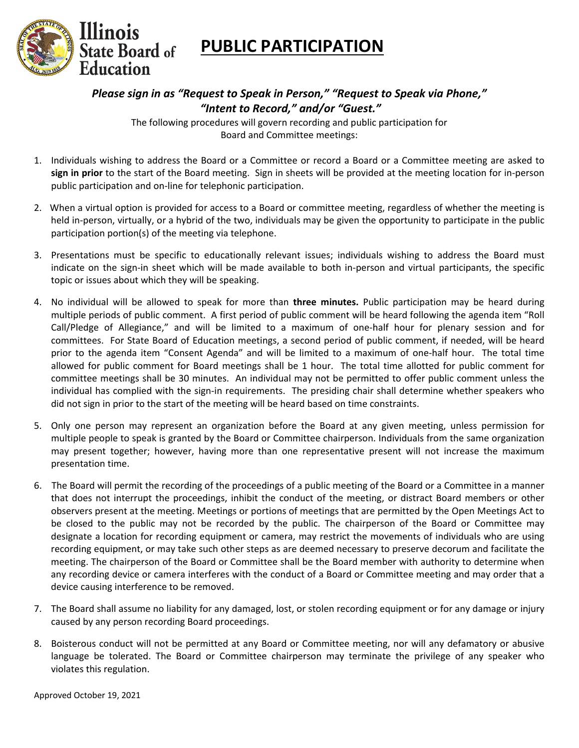Illinois State Board of Education

# PUBLIC PARTICIPATION

***Please sign in as "Request to Speak in Person," "Request to Speak via Phone," "Intent to Record," and/or "Guest."***

The following procedures will govern recording and public participation for Board and Committee meetings:

1. Individuals wishing to address the Board or a Committee or record a Board or a Committee meeting are asked to **sign in prior** to the start of the Board meeting. Sign in sheets will be provided at the meeting location for in-person public participation and on-line for telephonic participation.

2. When a virtual option is provided for access to a Board or committee meeting, regardless of whether the meeting is held in-person, virtually, or a hybrid of the two, individuals may be given the opportunity to participate in the public participation portion(s) of the meeting via telephone.

3. Presentations must be specific to educationally relevant issues; individuals wishing to address the Board must indicate on the sign-in sheet which will be made available to both in-person and virtual participants, the specific topic or issues about which they will be speaking.

4. No individual will be allowed to speak for more than **three minutes.** Public participation may be heard during multiple periods of public comment. A first period of public comment will be heard following the agenda item "Roll Call/Pledge of Allegiance," and will be limited to a maximum of one-half hour for plenary session and for committees. For State Board of Education meetings, a second period of public comment, if needed, will be heard prior to the agenda item "Consent Agenda" and will be limited to a maximum of one-half hour. The total time allowed for public comment for Board meetings shall be 1 hour. The total time allotted for public comment for committee meetings shall be 30 minutes. An individual may not be permitted to offer public comment unless the individual has complied with the sign-in requirements. The presiding chair shall determine whether speakers who did not sign in prior to the start of the meeting will be heard based on time constraints.

5. Only one person may represent an organization before the Board at any given meeting, unless permission for multiple people to speak is granted by the Board or Committee chairperson. Individuals from the same organization may present together; however, having more than one representative present will not increase the maximum presentation time.

6. The Board will permit the recording of the proceedings of a public meeting of the Board or a Committee in a manner that does not interrupt the proceedings, inhibit the conduct of the meeting, or distract Board members or other observers present at the meeting. Meetings or portions of meetings that are permitted by the Open Meetings Act to be closed to the public may not be recorded by the public. The chairperson of the Board or Committee may designate a location for recording equipment or camera, may restrict the movements of individuals who are using recording equipment, or may take such other steps as are deemed necessary to preserve decorum and facilitate the meeting. The chairperson of the Board or Committee shall be the Board member with authority to determine when any recording device or camera interferes with the conduct of a Board or Committee meeting and may order that a device causing interference to be removed.

7. The Board shall assume no liability for any damaged, lost, or stolen recording equipment or for any damage or injury caused by any person recording Board proceedings.

8. Boisterous conduct will not be permitted at any Board or Committee meeting, nor will any defamatory or abusive language be tolerated. The Board or Committee chairperson may terminate the privilege of any speaker who violates this regulation.

Approved October 19, 2021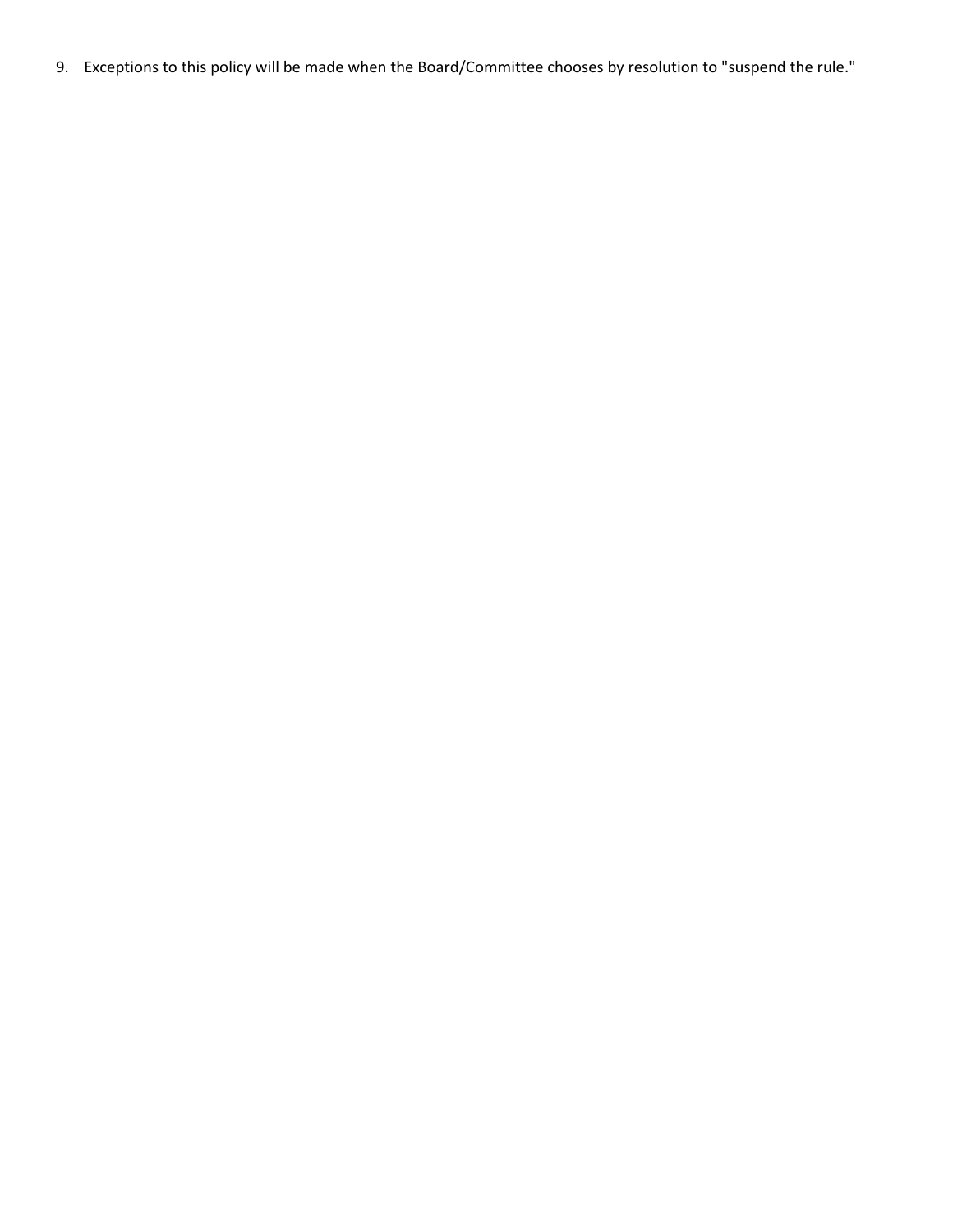9. Exceptions to this policy will be made when the Board/Committee chooses by resolution to "suspend the rule."